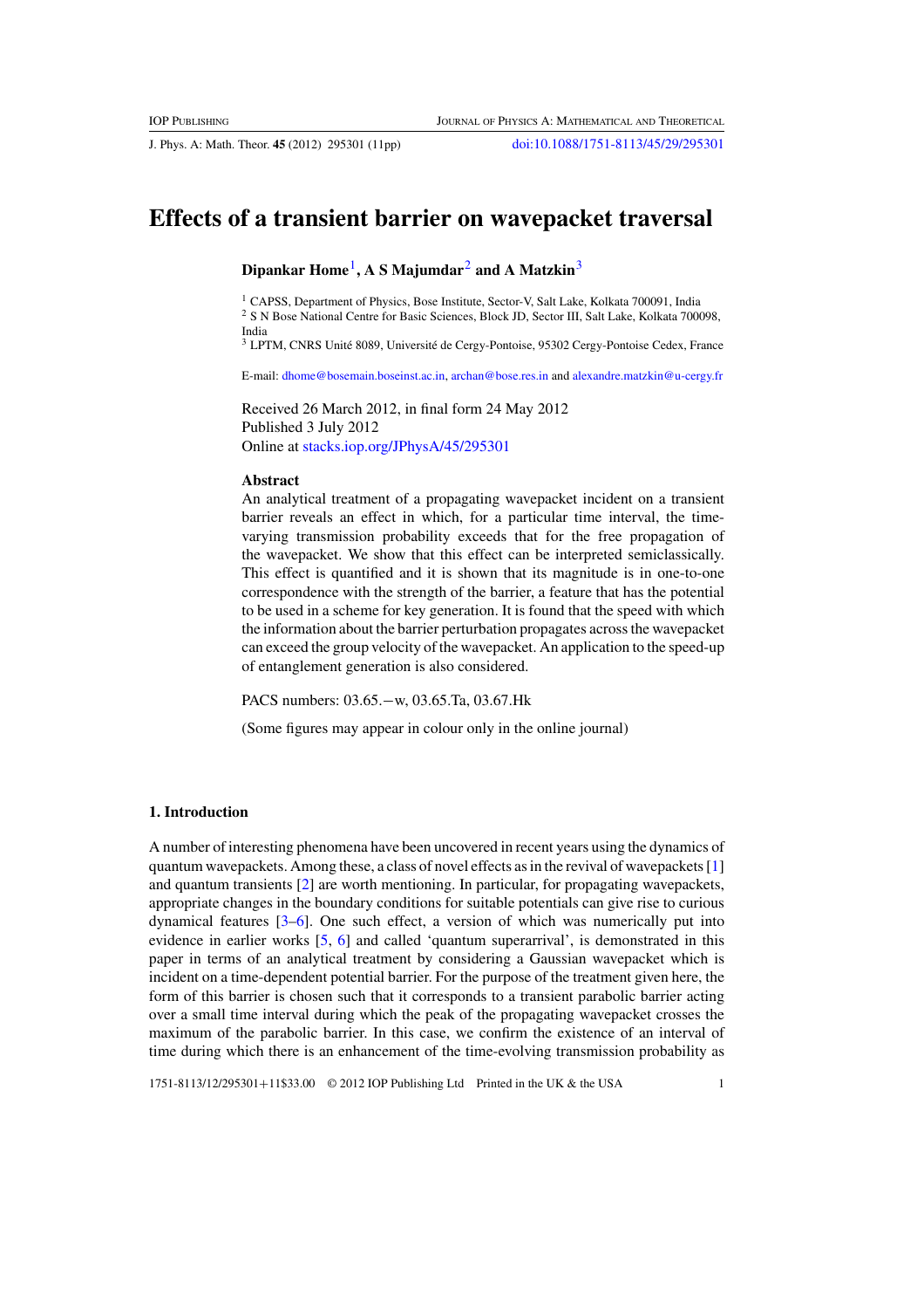# Effects of a transient barrier on wavepacket traversal

**Dipankar Home**[1], **A S Majumdar**[2] **and A Matzkin**[3]

[1] CAPSS, Department of Physics, Bose Institute, Sector-V, Salt Lake, Kolkata 700091, India
[2] S N Bose National Centre for Basic Sciences, Block JD, Sector III, Salt Lake, Kolkata 700098, India
[3] LPTM, CNRS Unité 8089, Université de Cergy-Pontoise, 95302 Cergy-Pontoise Cedex, France

E-mail: dhome@bosemain.boseinst.ac.in, archan@bose.res.in and alexandre.matzkin@u-cergy.fr

Received 26 March 2012, in final form 24 May 2012
Published 3 July 2012
Online at stacks.iop.org/JPhysA/45/295301

## Abstract

An analytical treatment of a propagating wavepacket incident on a transient barrier reveals an effect in which, for a particular time interval, the time-varying transmission probability exceeds that for the free propagation of the wavepacket. We show that this effect can be interpreted semiclassically. This effect is quantified and it is shown that its magnitude is in one-to-one correspondence with the strength of the barrier, a feature that has the potential to be used in a scheme for key generation. It is found that the speed with which the information about the barrier perturbation propagates across the wavepacket can exceed the group velocity of the wavepacket. An application to the speed-up of entanglement generation is also considered.

PACS numbers: 03.65.−w, 03.65.Ta, 03.67.Hk

(Some figures may appear in colour only in the online journal)

## 1. Introduction

A number of interesting phenomena have been uncovered in recent years using the dynamics of quantum wavepackets. Among these, a class of novel effects as in the revival of wavepackets [1] and quantum transients [2] are worth mentioning. In particular, for propagating wavepackets, appropriate changes in the boundary conditions for suitable potentials can give rise to curious dynamical features [3–6]. One such effect, a version of which was numerically put into evidence in earlier works [5, 6] and called 'quantum superarrival', is demonstrated in this paper in terms of an analytical treatment by considering a Gaussian wavepacket which is incident on a time-dependent potential barrier. For the purpose of the treatment given here, the form of this barrier is chosen such that it corresponds to a transient parabolic barrier acting over a small time interval during which the peak of the propagating wavepacket crosses the maximum of the parabolic barrier. In this case, we confirm the existence of an interval of time during which there is an enhancement of the time-evolving transmission probability as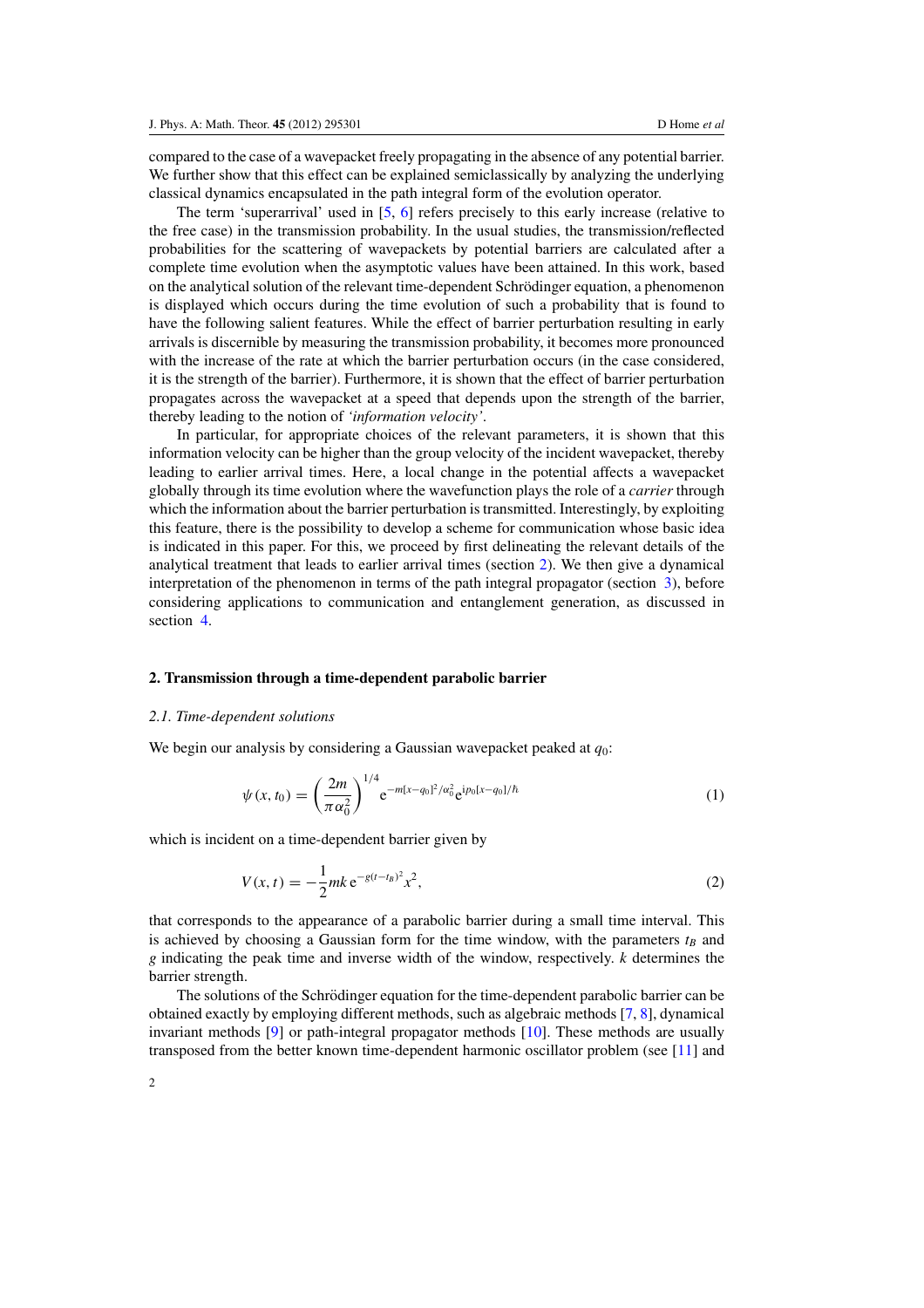compared to the case of a wavepacket freely propagating in the absence of any potential barrier. We further show that this effect can be explained semiclassically by analyzing the underlying classical dynamics encapsulated in the path integral form of the evolution operator.

The term 'superarrival' used in [5, 6] refers precisely to this early increase (relative to the free case) in the transmission probability. In the usual studies, the transmission/reflected probabilities for the scattering of wavepackets by potential barriers are calculated after a complete time evolution when the asymptotic values have been attained. In this work, based on the analytical solution of the relevant time-dependent Schrödinger equation, a phenomenon is displayed which occurs during the time evolution of such a probability that is found to have the following salient features. While the effect of barrier perturbation resulting in early arrivals is discernible by measuring the transmission probability, it becomes more pronounced with the increase of the rate at which the barrier perturbation occurs (in the case considered, it is the strength of the barrier). Furthermore, it is shown that the effect of barrier perturbation propagates across the wavepacket at a speed that depends upon the strength of the barrier, thereby leading to the notion of *'information velocity'*.

In particular, for appropriate choices of the relevant parameters, it is shown that this information velocity can be higher than the group velocity of the incident wavepacket, thereby leading to earlier arrival times. Here, a local change in the potential affects a wavepacket globally through its time evolution where the wavefunction plays the role of a *carrier* through which the information about the barrier perturbation is transmitted. Interestingly, by exploiting this feature, there is the possibility to develop a scheme for communication whose basic idea is indicated in this paper. For this, we proceed by first delineating the relevant details of the analytical treatment that leads to earlier arrival times (section 2). We then give a dynamical interpretation of the phenomenon in terms of the path integral propagator (section 3), before considering applications to communication and entanglement generation, as discussed in section 4.

## 2. Transmission through a time-dependent parabolic barrier

### 2.1. Time-dependent solutions

We begin our analysis by considering a Gaussian wavepacket peaked at $q_0$:

$$\psi(x, t_0) = \left(\frac{2m}{\pi\alpha_0^2}\right)^{1/4} \mathrm{e}^{-m[x-q_0]^2/\alpha_0^2} \mathrm{e}^{\mathrm{i}p_0[x-q_0]/\hbar} \tag{1}$$

which is incident on a time-dependent barrier given by

$$V(x, t) = -\frac{1}{2}mk\,\mathrm{e}^{-g(t-t_B)^2}x^2, \tag{2}$$

that corresponds to the appearance of a parabolic barrier during a small time interval. This is achieved by choosing a Gaussian form for the time window, with the parameters $t_B$ and $g$ indicating the peak time and inverse width of the window, respectively. $k$ determines the barrier strength.

The solutions of the Schrödinger equation for the time-dependent parabolic barrier can be obtained exactly by employing different methods, such as algebraic methods [7, 8], dynamical invariant methods [9] or path-integral propagator methods [10]. These methods are usually transposed from the better known time-dependent harmonic oscillator problem (see [11] and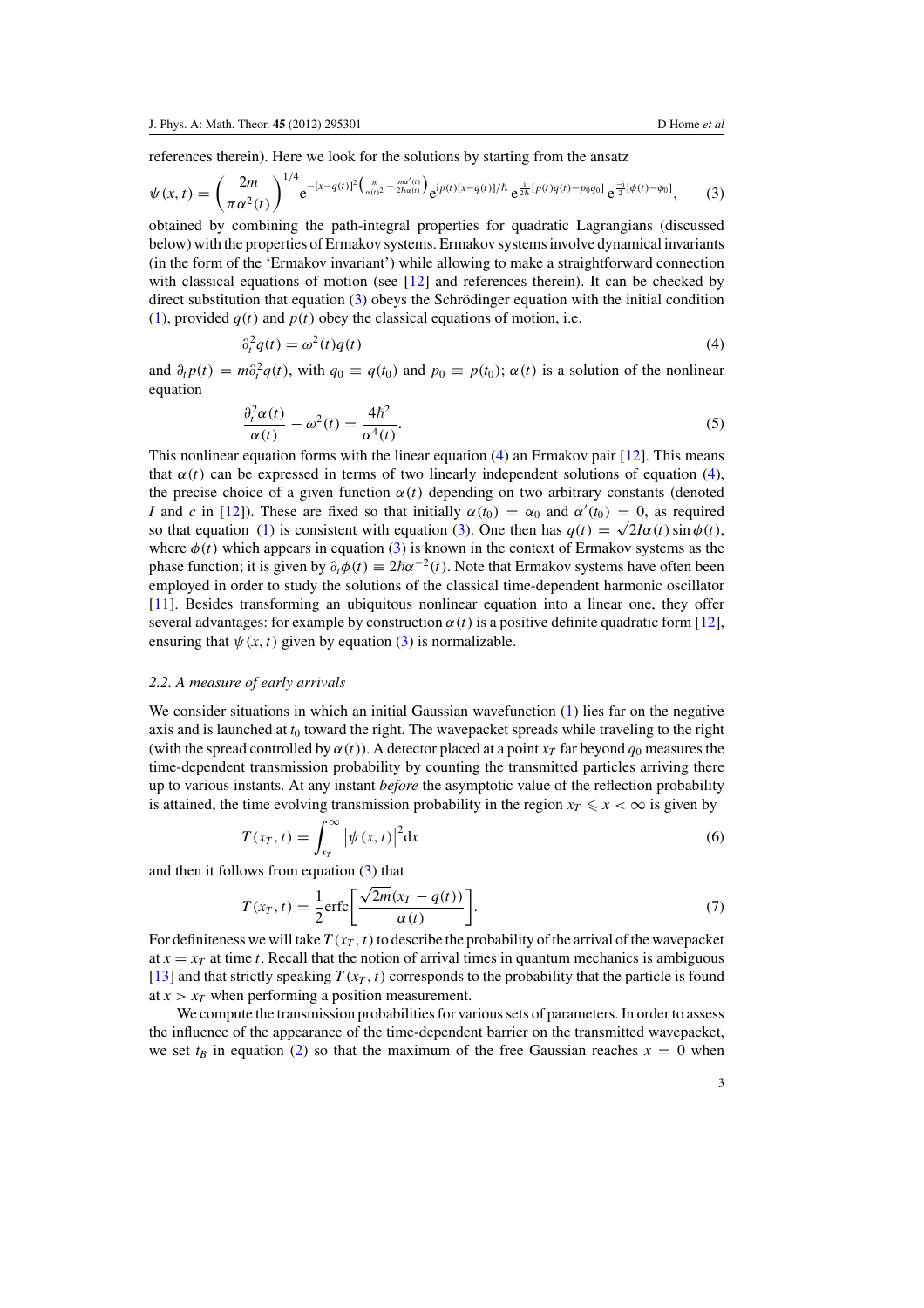references therein). Here we look for the solutions by starting from the ansatz

$$\psi(x,t) = \left(\frac{2m}{\pi\alpha^2(t)}\right)^{1/4} \mathrm{e}^{-[x-q(t)]^2\left(\frac{m}{\alpha(t)^2}-\frac{\mathrm{i}m\alpha'(t)}{2\hbar\alpha(t)}\right)} \mathrm{e}^{\mathrm{i}p(t)[x-q(t)]/\hbar}\, \mathrm{e}^{\frac{\mathrm{i}}{2\hbar}[p(t)q(t)-p_0q_0]}\, \mathrm{e}^{\frac{-\mathrm{i}}{2}[\phi(t)-\phi_0]}, \tag{3}$$

obtained by combining the path-integral properties for quadratic Lagrangians (discussed below) with the properties of Ermakov systems. Ermakov systems involve dynamical invariants (in the form of the 'Ermakov invariant') while allowing to make a straightforward connection with classical equations of motion (see [12] and references therein). It can be checked by direct substitution that equation (3) obeys the Schrödinger equation with the initial condition (1), provided $q(t)$ and $p(t)$ obey the classical equations of motion, i.e.

$$\partial_t^2 q(t) = \omega^2(t) q(t) \tag{4}$$

and $\partial_t p(t) = m\partial_t^2 q(t)$, with $q_0 \equiv q(t_0)$ and $p_0 \equiv p(t_0)$; $\alpha(t)$ is a solution of the nonlinear equation

$$\frac{\partial_t^2 \alpha(t)}{\alpha(t)} - \omega^2(t) = \frac{4\hbar^2}{\alpha^4(t)}. \tag{5}$$

This nonlinear equation forms with the linear equation (4) an Ermakov pair [12]. This means that $\alpha(t)$ can be expressed in terms of two linearly independent solutions of equation (4), the precise choice of a given function $\alpha(t)$ depending on two arbitrary constants (denoted $I$ and $c$ in [12]). These are fixed so that initially $\alpha(t_0) = \alpha_0$ and $\alpha'(t_0) = 0$, as required so that equation (1) is consistent with equation (3). One then has $q(t) = \sqrt{2I}\alpha(t)\sin\phi(t)$, where $\phi(t)$ which appears in equation (3) is known in the context of Ermakov systems as the phase function; it is given by $\partial_t\phi(t) \equiv 2\hbar\alpha^{-2}(t)$. Note that Ermakov systems have often been employed in order to study the solutions of the classical time-dependent harmonic oscillator [11]. Besides transforming an ubiquitous nonlinear equation into a linear one, they offer several advantages: for example by construction $\alpha(t)$ is a positive definite quadratic form [12], ensuring that $\psi(x,t)$ given by equation (3) is normalizable.

### 2.2. A measure of early arrivals

We consider situations in which an initial Gaussian wavefunction (1) lies far on the negative axis and is launched at $t_0$ toward the right. The wavepacket spreads while traveling to the right (with the spread controlled by $\alpha(t)$). A detector placed at a point $x_T$ far beyond $q_0$ measures the time-dependent transmission probability by counting the transmitted particles arriving there up to various instants. At any instant *before* the asymptotic value of the reflection probability is attained, the time evolving transmission probability in the region $x_T \leqslant x < \infty$ is given by

$$T(x_T,t) = \int_{x_T}^{\infty} |\psi(x,t)|^2 \mathrm{d}x \tag{6}$$

and then it follows from equation (3) that

$$T(x_T,t) = \frac{1}{2}\mathrm{erfc}\left[\frac{\sqrt{2m}(x_T - q(t))}{\alpha(t)}\right]. \tag{7}$$

For definiteness we will take $T(x_T,t)$ to describe the probability of the arrival of the wavepacket at $x = x_T$ at time $t$. Recall that the notion of arrival times in quantum mechanics is ambiguous [13] and that strictly speaking $T(x_T,t)$ corresponds to the probability that the particle is found at $x > x_T$ when performing a position measurement.

We compute the transmission probabilities for various sets of parameters. In order to assess the influence of the appearance of the time-dependent barrier on the transmitted wavepacket, we set $t_B$ in equation (2) so that the maximum of the free Gaussian reaches $x = 0$ when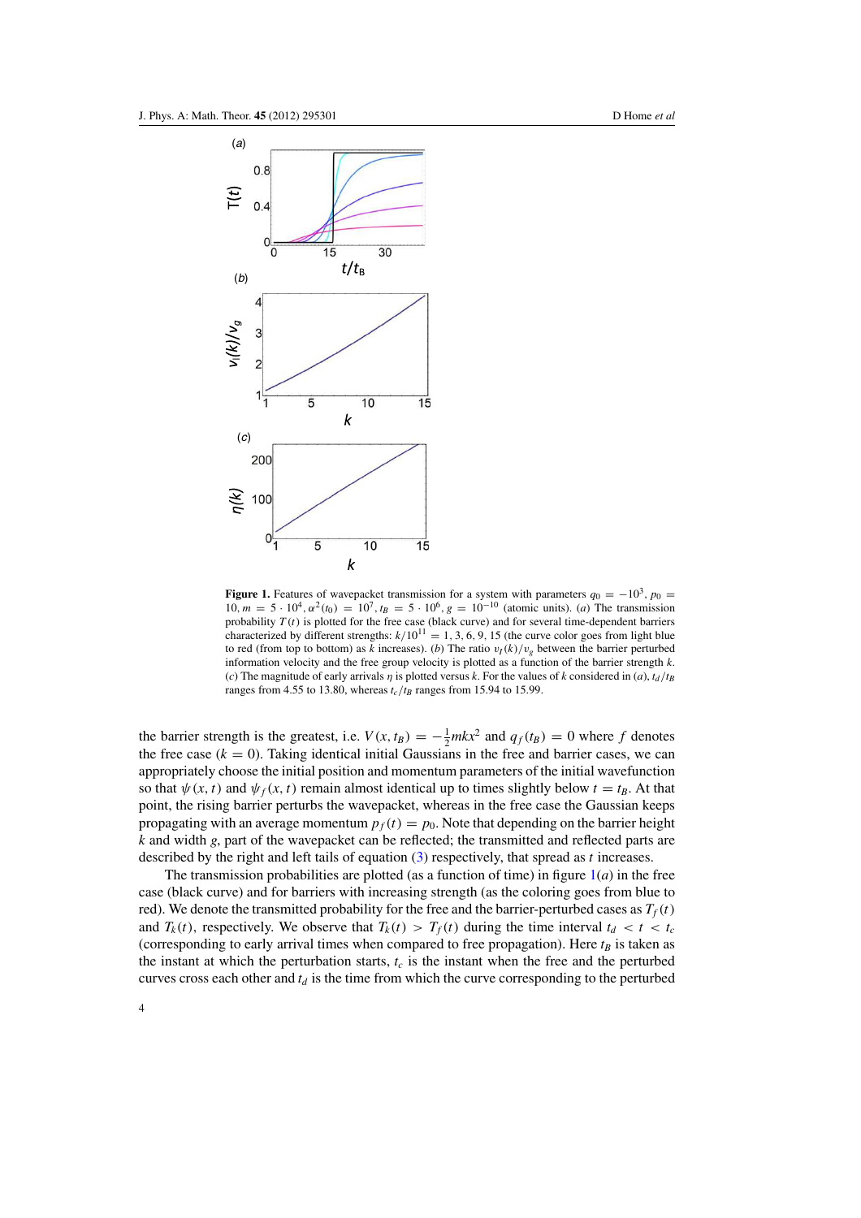**Figure 1.** Features of wavepacket transmission for a system with parameters $q_0 = -10^3$, $p_0 = 10$, $m = 5 \cdot 10^4$, $\alpha^2(t_0) = 10^7$, $t_B = 5 \cdot 10^6$, $g = 10^{-10}$ (atomic units). (*a*) The transmission probability $T(t)$ is plotted for the free case (black curve) and for several time-dependent barriers characterized by different strengths: $k/10^{11} = 1, 3, 6, 9, 15$ (the curve color goes from light blue to red (from top to bottom) as $k$ increases). (*b*) The ratio $v_I(k)/v_g$ between the barrier perturbed information velocity and the free group velocity is plotted as a function of the barrier strength $k$. (*c*) The magnitude of early arrivals $\eta$ is plotted versus $k$. For the values of $k$ considered in (*a*), $t_d/t_B$ ranges from 4.55 to 13.80, whereas $t_c/t_B$ ranges from 15.94 to 15.99.

the barrier strength is the greatest, i.e. $V(x, t_B) = -\frac{1}{2}mkx^2$ and $q_f(t_B) = 0$ where $f$ denotes the free case ($k = 0$). Taking identical initial Gaussians in the free and barrier cases, we can appropriately choose the initial position and momentum parameters of the initial wavefunction so that $\psi(x, t)$ and $\psi_f(x, t)$ remain almost identical up to times slightly below $t = t_B$. At that point, the rising barrier perturbs the wavepacket, whereas in the free case the Gaussian keeps propagating with an average momentum $p_f(t) = p_0$. Note that depending on the barrier height $k$ and width $g$, part of the wavepacket can be reflected; the transmitted and reflected parts are described by the right and left tails of equation (3) respectively, that spread as $t$ increases.

The transmission probabilities are plotted (as a function of time) in figure 1(*a*) in the free case (black curve) and for barriers with increasing strength (as the coloring goes from blue to red). We denote the transmitted probability for the free and the barrier-perturbed cases as $T_f(t)$ and $T_k(t)$, respectively. We observe that $T_k(t) > T_f(t)$ during the time interval $t_d < t < t_c$ (corresponding to early arrival times when compared to free propagation). Here $t_B$ is taken as the instant at which the perturbation starts, $t_c$ is the instant when the free and the perturbed curves cross each other and $t_d$ is the time from which the curve corresponding to the perturbed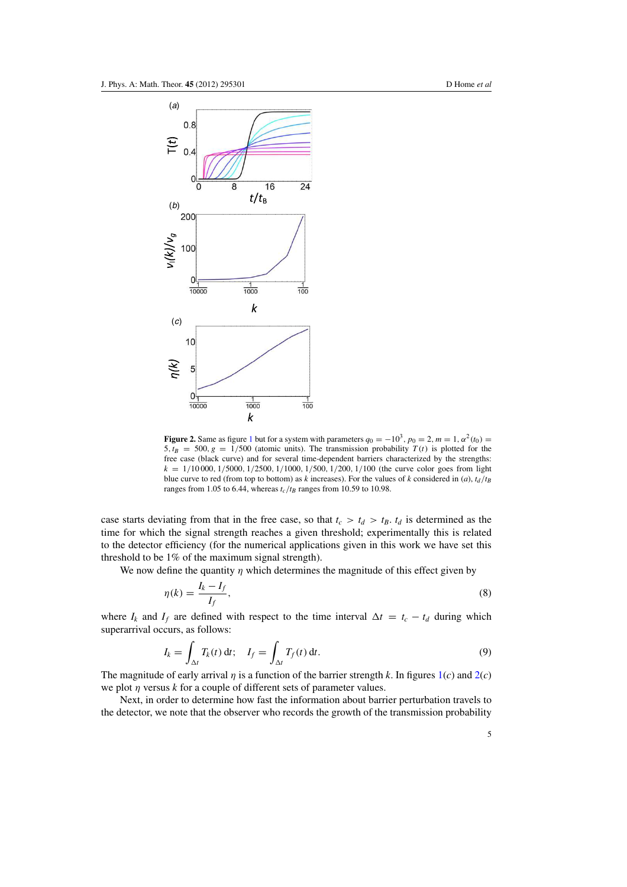**Figure 2.** Same as figure 1 but for a system with parameters $q_0 = -10^3$, $p_0 = 2$, $m = 1$, $\alpha^2(t_0) = 5$, $t_B = 500$, $g = 1/500$ (atomic units). The transmission probability $T(t)$ is plotted for the free case (black curve) and for several time-dependent barriers characterized by the strengths: $k = 1/10\,000$, $1/5000$, $1/2500$, $1/1000$, $1/500$, $1/200$, $1/100$ (the curve color goes from light blue curve to red (from top to bottom) as $k$ increases). For the values of $k$ considered in (*a*), $t_d/t_B$ ranges from 1.05 to 6.44, whereas $t_c/t_B$ ranges from 10.59 to 10.98.

case starts deviating from that in the free case, so that $t_c > t_d > t_B$. $t_d$ is determined as the time for which the signal strength reaches a given threshold; experimentally this is related to the detector efficiency (for the numerical applications given in this work we have set this threshold to be 1% of the maximum signal strength).

We now define the quantity $\eta$ which determines the magnitude of this effect given by

$$\eta(k) = \frac{I_k - I_f}{I_f}, \tag{8}$$

where $I_k$ and $I_f$ are defined with respect to the time interval $\Delta t = t_c - t_d$ during which superarrival occurs, as follows:

$$I_k = \int_{\Delta t} T_k(t)\, \mathrm{d}t; \quad I_f = \int_{\Delta t} T_f(t)\, \mathrm{d}t. \tag{9}$$

The magnitude of early arrival $\eta$ is a function of the barrier strength $k$. In figures 1(*c*) and 2(*c*) we plot $\eta$ versus $k$ for a couple of different sets of parameter values.

Next, in order to determine how fast the information about barrier perturbation travels to the detector, we note that the observer who records the growth of the transmission probability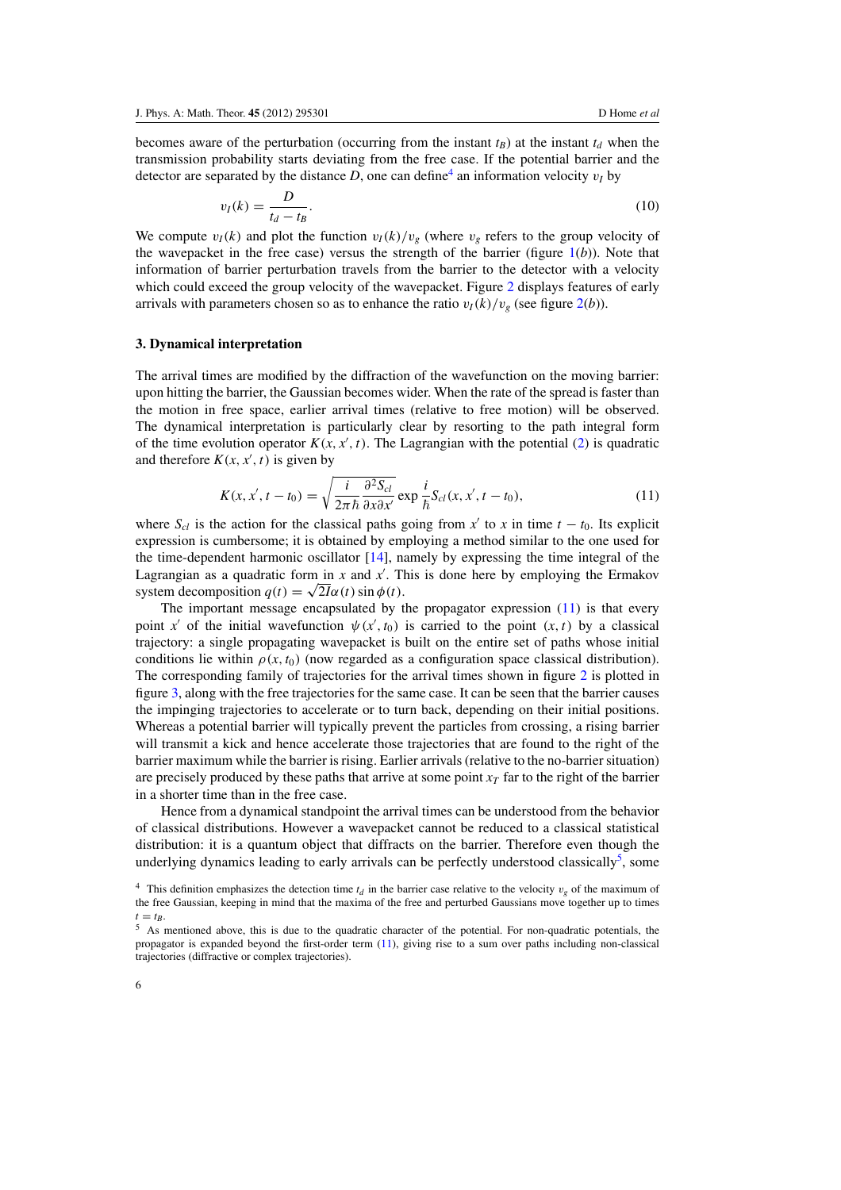becomes aware of the perturbation (occurring from the instant $t_B$) at the instant $t_d$ when the transmission probability starts deviating from the free case. If the potential barrier and the detector are separated by the distance $D$, one can define[4] an information velocity $v_I$ by

$$v_I(k) = \frac{D}{t_d - t_B}. \tag{10}$$

We compute $v_I(k)$ and plot the function $v_I(k)/v_g$ (where $v_g$ refers to the group velocity of the wavepacket in the free case) versus the strength of the barrier (figure 1(*b*)). Note that information of barrier perturbation travels from the barrier to the detector with a velocity which could exceed the group velocity of the wavepacket. Figure 2 displays features of early arrivals with parameters chosen so as to enhance the ratio $v_I(k)/v_g$ (see figure 2(*b*)).

## 3. Dynamical interpretation

The arrival times are modified by the diffraction of the wavefunction on the moving barrier: upon hitting the barrier, the Gaussian becomes wider. When the rate of the spread is faster than the motion in free space, earlier arrival times (relative to free motion) will be observed. The dynamical interpretation is particularly clear by resorting to the path integral form of the time evolution operator $K(x, x', t)$. The Lagrangian with the potential (2) is quadratic and therefore $K(x, x', t)$ is given by

$$K(x, x', t - t_0) = \sqrt{\frac{i}{2\pi\hbar}\frac{\partial^2 S_{cl}}{\partial x \partial x'}} \exp \frac{i}{\hbar} S_{cl}(x, x', t - t_0), \tag{11}$$

where $S_{cl}$ is the action for the classical paths going from $x'$ to $x$ in time $t - t_0$. Its explicit expression is cumbersome; it is obtained by employing a method similar to the one used for the time-dependent harmonic oscillator [14], namely by expressing the time integral of the Lagrangian as a quadratic form in $x$ and $x'$. This is done here by employing the Ermakov system decomposition $q(t) = \sqrt{2I}\alpha(t) \sin \phi(t)$.

The important message encapsulated by the propagator expression (11) is that every point $x'$ of the initial wavefunction $\psi(x', t_0)$ is carried to the point $(x, t)$ by a classical trajectory: a single propagating wavepacket is built on the entire set of paths whose initial conditions lie within $\rho(x, t_0)$ (now regarded as a configuration space classical distribution). The corresponding family of trajectories for the arrival times shown in figure 2 is plotted in figure 3, along with the free trajectories for the same case. It can be seen that the barrier causes the impinging trajectories to accelerate or to turn back, depending on their initial positions. Whereas a potential barrier will typically prevent the particles from crossing, a rising barrier will transmit a kick and hence accelerate those trajectories that are found to the right of the barrier maximum while the barrier is rising. Earlier arrivals (relative to the no-barrier situation) are precisely produced by these paths that arrive at some point $x_T$ far to the right of the barrier in a shorter time than in the free case.

Hence from a dynamical standpoint the arrival times can be understood from the behavior of classical distributions. However a wavepacket cannot be reduced to a classical statistical distribution: it is a quantum object that diffracts on the barrier. Therefore even though the underlying dynamics leading to early arrivals can be perfectly understood classically[5], some

[4] This definition emphasizes the detection time $t_d$ in the barrier case relative to the velocity $v_g$ of the maximum of the free Gaussian, keeping in mind that the maxima of the free and perturbed Gaussians move together up to times $t = t_B$.

[5] As mentioned above, this is due to the quadratic character of the potential. For non-quadratic potentials, the propagator is expanded beyond the first-order term (11), giving rise to a sum over paths including non-classical trajectories (diffractive or complex trajectories).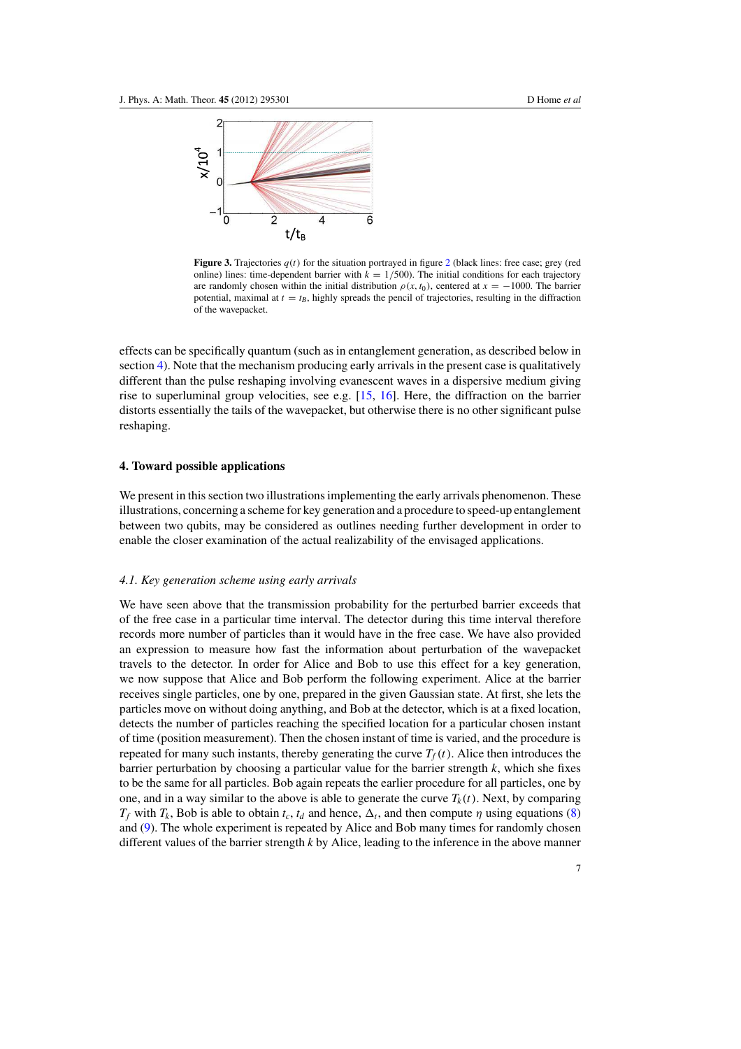2

1

0

−1

0 2 4 6

x/10^4

t/t_B

**Figure 3.** Trajectories $q(t)$ for the situation portrayed in figure 2 (black lines: free case; grey (red online) lines: time-dependent barrier with $k = 1/500$). The initial conditions for each trajectory are randomly chosen within the initial distribution $\rho(x, t_0)$, centered at $x = -1000$. The barrier potential, maximal at $t = t_B$, highly spreads the pencil of trajectories, resulting in the diffraction of the wavepacket.

effects can be specifically quantum (such as in entanglement generation, as described below in section 4). Note that the mechanism producing early arrivals in the present case is qualitatively different than the pulse reshaping involving evanescent waves in a dispersive medium giving rise to superluminal group velocities, see e.g. [15, 16]. Here, the diffraction on the barrier distorts essentially the tails of the wavepacket, but otherwise there is no other significant pulse reshaping.

## 4. Toward possible applications

We present in this section two illustrations implementing the early arrivals phenomenon. These illustrations, concerning a scheme for key generation and a procedure to speed-up entanglement between two qubits, may be considered as outlines needing further development in order to enable the closer examination of the actual realizability of the envisaged applications.

### *4.1. Key generation scheme using early arrivals*

We have seen above that the transmission probability for the perturbed barrier exceeds that of the free case in a particular time interval. The detector during this time interval therefore records more number of particles than it would have in the free case. We have also provided an expression to measure how fast the information about perturbation of the wavepacket travels to the detector. In order for Alice and Bob to use this effect for a key generation, we now suppose that Alice and Bob perform the following experiment. Alice at the barrier receives single particles, one by one, prepared in the given Gaussian state. At first, she lets the particles move on without doing anything, and Bob at the detector, which is at a fixed location, detects the number of particles reaching the specified location for a particular chosen instant of time (position measurement). Then the chosen instant of time is varied, and the procedure is repeated for many such instants, thereby generating the curve $T_f(t)$. Alice then introduces the barrier perturbation by choosing a particular value for the barrier strength $k$, which she fixes to be the same for all particles. Bob again repeats the earlier procedure for all particles, one by one, and in a way similar to the above is able to generate the curve $T_k(t)$. Next, by comparing $T_f$ with $T_k$, Bob is able to obtain $t_c$, $t_d$ and hence, $\Delta_t$, and then compute $\eta$ using equations (8) and (9). The whole experiment is repeated by Alice and Bob many times for randomly chosen different values of the barrier strength $k$ by Alice, leading to the inference in the above manner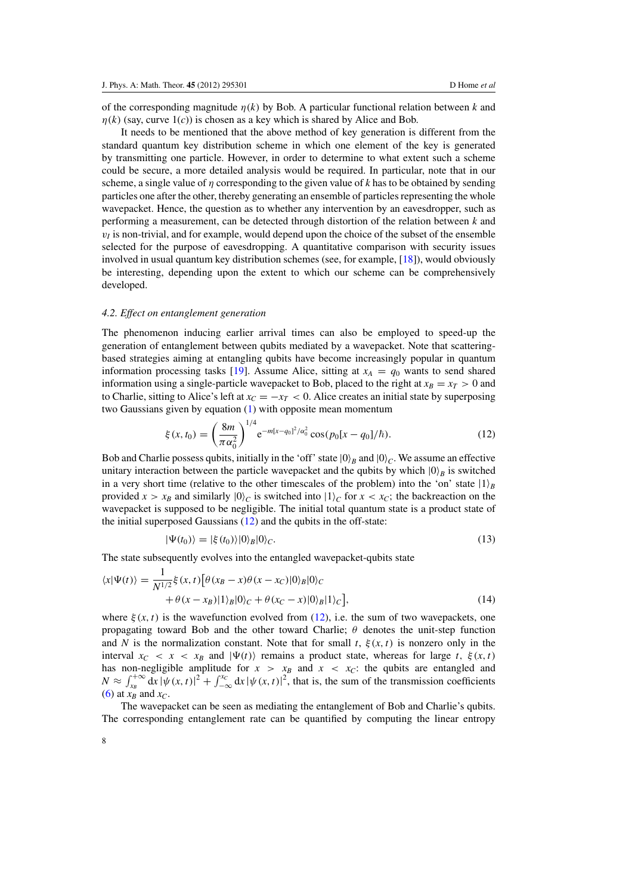of the corresponding magnitude $\eta(k)$ by Bob. A particular functional relation between $k$ and $\eta(k)$ (say, curve 1(*c*)) is chosen as a key which is shared by Alice and Bob.

It needs to be mentioned that the above method of key generation is different from the standard quantum key distribution scheme in which one element of the key is generated by transmitting one particle. However, in order to determine to what extent such a scheme could be secure, a more detailed analysis would be required. In particular, note that in our scheme, a single value of $\eta$ corresponding to the given value of $k$ has to be obtained by sending particles one after the other, thereby generating an ensemble of particles representing the whole wavepacket. Hence, the question as to whether any intervention by an eavesdropper, such as performing a measurement, can be detected through distortion of the relation between $k$ and $v_I$ is non-trivial, and for example, would depend upon the choice of the subset of the ensemble selected for the purpose of eavesdropping. A quantitative comparison with security issues involved in usual quantum key distribution schemes (see, for example, [18]), would obviously be interesting, depending upon the extent to which our scheme can be comprehensively developed.

### *4.2. Effect on entanglement generation*

The phenomenon inducing earlier arrival times can also be employed to speed-up the generation of entanglement between qubits mediated by a wavepacket. Note that scattering-based strategies aiming at entangling qubits have become increasingly popular in quantum information processing tasks [19]. Assume Alice, sitting at $x_A = q_0$ wants to send shared information using a single-particle wavepacket to Bob, placed to the right at $x_B = x_T > 0$ and to Charlie, sitting to Alice's left at $x_C = -x_T < 0$. Alice creates an initial state by superposing two Gaussians given by equation (1) with opposite mean momentum

$$\xi(x, t_0) = \left(\frac{8m}{\pi\alpha_0^2}\right)^{1/4} \mathrm{e}^{-m[x-q_0]^2/\alpha_0^2} \cos(p_0[x - q_0]/\hbar). \tag{12}$$

Bob and Charlie possess qubits, initially in the 'off' state $|0\rangle_B$ and $|0\rangle_C$. We assume an effective unitary interaction between the particle wavepacket and the qubits by which $|0\rangle_B$ is switched in a very short time (relative to the other timescales of the problem) into the 'on' state $|1\rangle_B$ provided $x > x_B$ and similarly $|0\rangle_C$ is switched into $|1\rangle_C$ for $x < x_C$; the backreaction on the wavepacket is supposed to be negligible. The initial total quantum state is a product state of the initial superposed Gaussians (12) and the qubits in the off-state:

$$|\Psi(t_0)\rangle = |\xi(t_0)\rangle|0\rangle_B|0\rangle_C. \tag{13}$$

The state subsequently evolves into the entangled wavepacket-qubits state

$$\langle x|\Psi(t)\rangle = \frac{1}{N^{1/2}}\xi(x, t)\big[\theta(x_B - x)\theta(x - x_C)|0\rangle_B|0\rangle_C + \theta(x - x_B)|1\rangle_B|0\rangle_C + \theta(x_C - x)|0\rangle_B|1\rangle_C\big], \tag{14}$$

where $\xi(x, t)$ is the wavefunction evolved from (12), i.e. the sum of two wavepackets, one propagating toward Bob and the other toward Charlie; $\theta$ denotes the unit-step function and $N$ is the normalization constant. Note that for small $t$, $\xi(x, t)$ is nonzero only in the interval $x_C < x < x_B$ and $|\Psi(t)\rangle$ remains a product state, whereas for large $t$, $\xi(x, t)$ has non-negligible amplitude for $x > x_B$ and $x < x_C$: the qubits are entangled and $N \approx \int_{x_B}^{+\infty} \mathrm{d}x\, |\psi(x, t)|^2 + \int_{-\infty}^{x_C} \mathrm{d}x\, |\psi(x, t)|^2$, that is, the sum of the transmission coefficients (6) at $x_B$ and $x_C$.

The wavepacket can be seen as mediating the entanglement of Bob and Charlie's qubits. The corresponding entanglement rate can be quantified by computing the linear entropy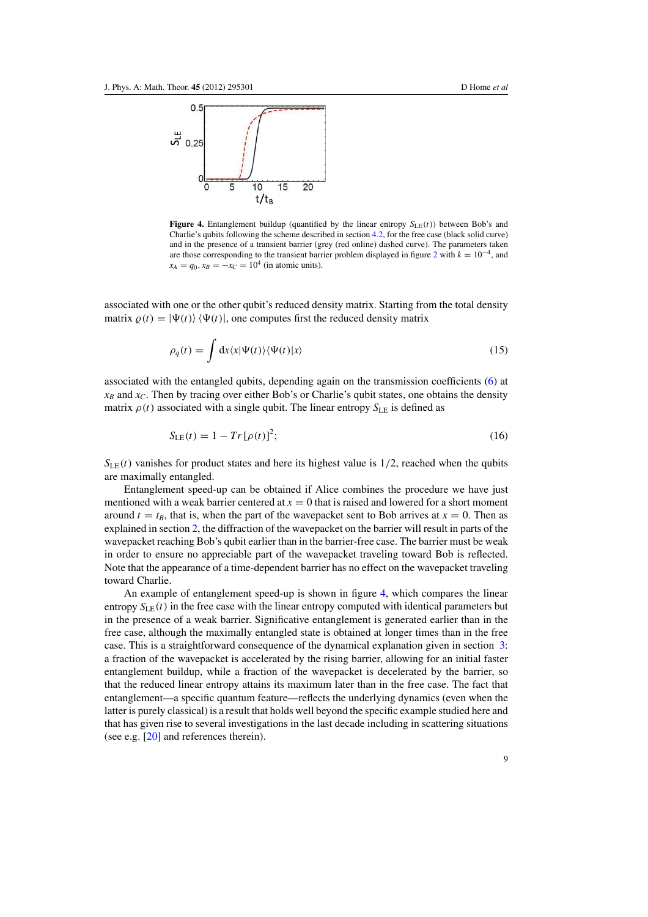**Figure 4.** Entanglement buildup (quantified by the linear entropy $S_{\mathrm{LE}}(t)$) between Bob's and Charlie's qubits following the scheme described in section 4.2, for the free case (black solid curve) and in the presence of a transient barrier (grey (red online) dashed curve). The parameters taken are those corresponding to the transient barrier problem displayed in figure 2 with $k = 10^{-4}$, and $x_A = q_0$, $x_B = -x_C = 10^4$ (in atomic units).

associated with one or the other qubit's reduced density matrix. Starting from the total density matrix $\varrho(t) = |\Psi(t)\rangle\langle\Psi(t)|$, one computes first the reduced density matrix

$$\rho_q(t) = \int \mathrm{d}x \langle x|\Psi(t)\rangle\langle\Psi(t)|x\rangle \tag{15}$$

associated with the entangled qubits, depending again on the transmission coefficients (6) at $x_B$ and $x_C$. Then by tracing over either Bob's or Charlie's qubit states, one obtains the density matrix $\rho(t)$ associated with a single qubit. The linear entropy $S_{\mathrm{LE}}$ is defined as

$$S_{\mathrm{LE}}(t) = 1 - Tr\,[\rho(t)]^2; \tag{16}$$

$S_{\mathrm{LE}}(t)$ vanishes for product states and here its highest value is $1/2$, reached when the qubits are maximally entangled.

Entanglement speed-up can be obtained if Alice combines the procedure we have just mentioned with a weak barrier centered at $x = 0$ that is raised and lowered for a short moment around $t = t_B$, that is, when the part of the wavepacket sent to Bob arrives at $x = 0$. Then as explained in section 2, the diffraction of the wavepacket on the barrier will result in parts of the wavepacket reaching Bob's qubit earlier than in the barrier-free case. The barrier must be weak in order to ensure no appreciable part of the wavepacket traveling toward Bob is reflected. Note that the appearance of a time-dependent barrier has no effect on the wavepacket traveling toward Charlie.

An example of entanglement speed-up is shown in figure 4, which compares the linear entropy $S_{\mathrm{LE}}(t)$ in the free case with the linear entropy computed with identical parameters but in the presence of a weak barrier. Significative entanglement is generated earlier than in the free case, although the maximally entangled state is obtained at longer times than in the free case. This is a straightforward consequence of the dynamical explanation given in section 3: a fraction of the wavepacket is accelerated by the rising barrier, allowing for an initial faster entanglement buildup, while a fraction of the wavepacket is decelerated by the barrier, so that the reduced linear entropy attains its maximum later than in the free case. The fact that entanglement—a specific quantum feature—reflects the underlying dynamics (even when the latter is purely classical) is a result that holds well beyond the specific example studied here and that has given rise to several investigations in the last decade including in scattering situations (see e.g. [20] and references therein).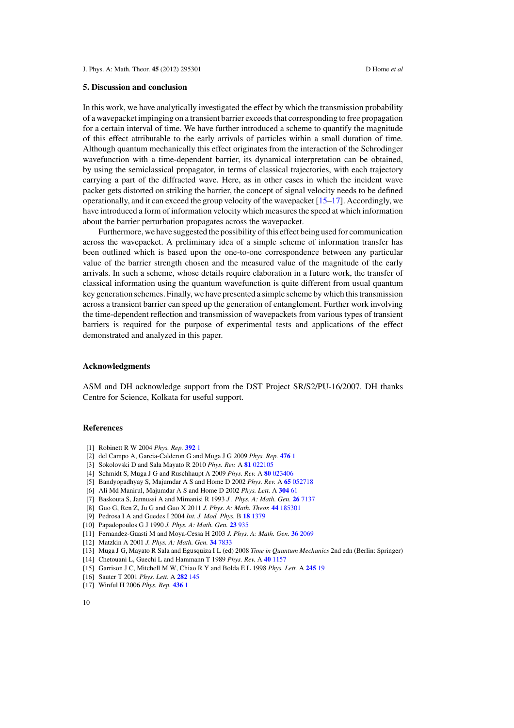## 5. Discussion and conclusion

In this work, we have analytically investigated the effect by which the transmission probability of a wavepacket impinging on a transient barrier exceeds that corresponding to free propagation for a certain interval of time. We have further introduced a scheme to quantify the magnitude of this effect attributable to the early arrivals of particles within a small duration of time. Although quantum mechanically this effect originates from the interaction of the Schrodinger wavefunction with a time-dependent barrier, its dynamical interpretation can be obtained, by using the semiclassical propagator, in terms of classical trajectories, with each trajectory carrying a part of the diffracted wave. Here, as in other cases in which the incident wave packet gets distorted on striking the barrier, the concept of signal velocity needs to be defined operationally, and it can exceed the group velocity of the wavepacket [15–17]. Accordingly, we have introduced a form of information velocity which measures the speed at which information about the barrier perturbation propagates across the wavepacket.

Furthermore, we have suggested the possibility of this effect being used for communication across the wavepacket. A preliminary idea of a simple scheme of information transfer has been outlined which is based upon the one-to-one correspondence between any particular value of the barrier strength chosen and the measured value of the magnitude of the early arrivals. In such a scheme, whose details require elaboration in a future work, the transfer of classical information using the quantum wavefunction is quite different from usual quantum key generation schemes. Finally, we have presented a simple scheme by which this transmission across a transient barrier can speed up the generation of entanglement. Further work involving the time-dependent reflection and transmission of wavepackets from various types of transient barriers is required for the purpose of experimental tests and applications of the effect demonstrated and analyzed in this paper.

## Acknowledgments

ASM and DH acknowledge support from the DST Project SR/S2/PU-16/2007. DH thanks Centre for Science, Kolkata for useful support.

## References

[1] Robinett R W 2004 *Phys. Rep.* **392** 1

[2] del Campo A, Garcia-Calderon G and Muga J G 2009 *Phys. Rep.* **476** 1

[3] Sokolovski D and Sala Mayato R 2010 *Phys. Rev.* A **81** 022105

[4] Schmidt S, Muga J G and Ruschhaupt A 2009 *Phys. Rev.* A **80** 023406

[5] Bandyopadhyay S, Majumdar A S and Home D 2002 *Phys. Rev.* A **65** 052718

[6] Ali Md Manirul, Majumdar A S and Home D 2002 *Phys. Lett.* A **304** 61

[7] Baskouta S, Jannussi A and Mimanisi R 1993 *J . Phys. A: Math. Gen.* **26** 7137

[8] Guo G, Ren Z, Ju G and Guo X 2011 *J. Phys. A: Math. Theor.* **44** 185301

[9] Pedrosa I A and Guedes I 2004 *Int. J. Mod. Phys.* B **18** 1379

[10] Papadopoulos G J 1990 *J. Phys. A: Math. Gen.* **23** 935

[11] Fernandez-Guasti M and Moya-Cessa H 2003 *J. Phys. A: Math. Gen.* **36** 2069

[12] Matzkin A 2001 *J. Phys. A: Math. Gen.* **34** 7833

[13] Muga J G, Mayato R Sala and Egusquiza I L (ed) 2008 *Time in Quantum Mechanics* 2nd edn (Berlin: Springer)

[14] Chetouani L, Guechi L and Hammann T 1989 *Phys. Rev.* A **40** 1157

[15] Garrison J C, Mitchell M W, Chiao R Y and Bolda E L 1998 *Phys. Lett.* A **245** 19

[16] Sauter T 2001 *Phys. Lett.* A **282** 145

[17] Winful H 2006 *Phys. Rep.* **436** 1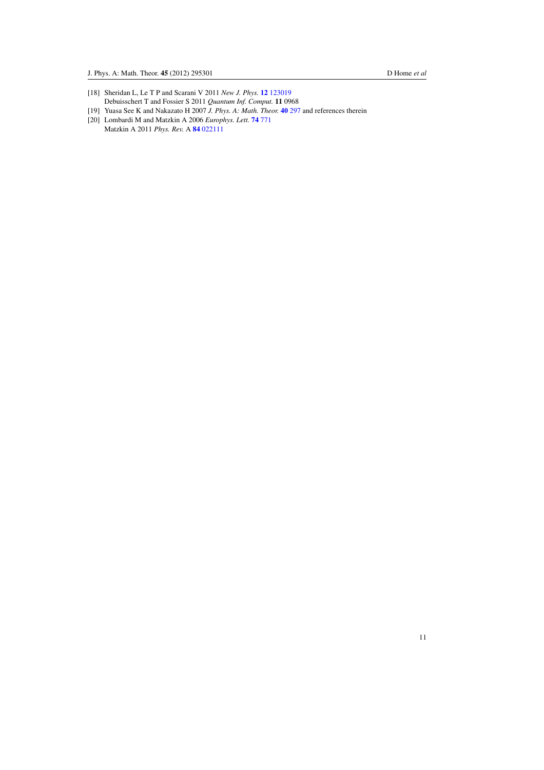[18] Sheridan L, Le T P and Scarani V 2011 *New J. Phys.* **12** 123019
Debuisschert T and Fossier S 2011 *Quantum Inf. Comput.* **11** 0968

[19] Yuasa See K and Nakazato H 2007 *J. Phys. A: Math. Theor.* **40** 297 and references therein

[20] Lombardi M and Matzkin A 2006 *Europhys. Lett.* **74** 771
Matzkin A 2011 *Phys. Rev.* A **84** 022111